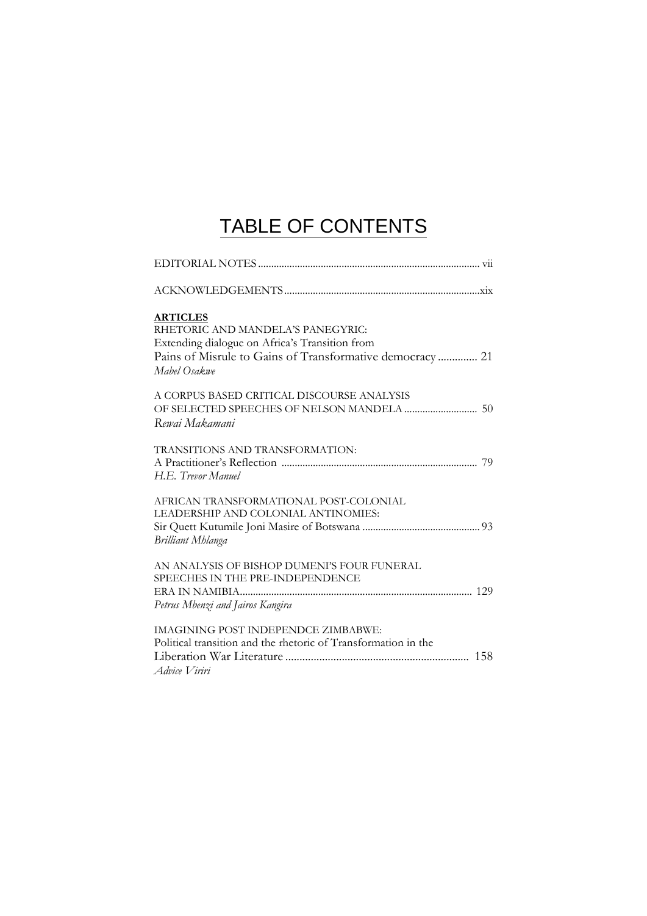# TABLE OF CONTENTS

EDITORIAL NOTES .................................................................................... vii

ACKNOWLEDGEMENTS ...........................................................................xix

**ARTICLES**

RHETORIC AND MANDELA'S PANEGYRIC:
Extending dialogue on Africa's Transition from
Pains of Misrule to Gains of Transformative democracy ............. 21
*Mabel Osakwe*

A CORPUS BASED CRITICAL DISCOURSE ANALYSIS
OF SELECTED SPEECHES OF NELSON MANDELA ........................... 50
*Rewai Makamani*

TRANSITIONS AND TRANSFORMATION:
A Practitioner's Reflection .......................................................................... 79
*H.E. Trevor Manuel*

AFRICAN TRANSFORMATIONAL POST-COLONIAL
LEADERSHIP AND COLONIAL ANTINOMIES:
Sir Quett Kutumile Joni Masire of Botswana ............................................ 93
*Brilliant Mhlanga*

AN ANALYSIS OF BISHOP DUMENI'S FOUR FUNERAL
SPEECHES IN THE PRE-INDEPENDENCE
ERA IN NAMIBIA....................................................................................... 129
*Petrus Mbenzi and Jairos Kangira*

IMAGINING POST INDEPENDCE ZIMBABWE:
Political transition and the rhetoric of Transformation in the
Liberation War Literature ................................................................ 158
*Advice Viriri*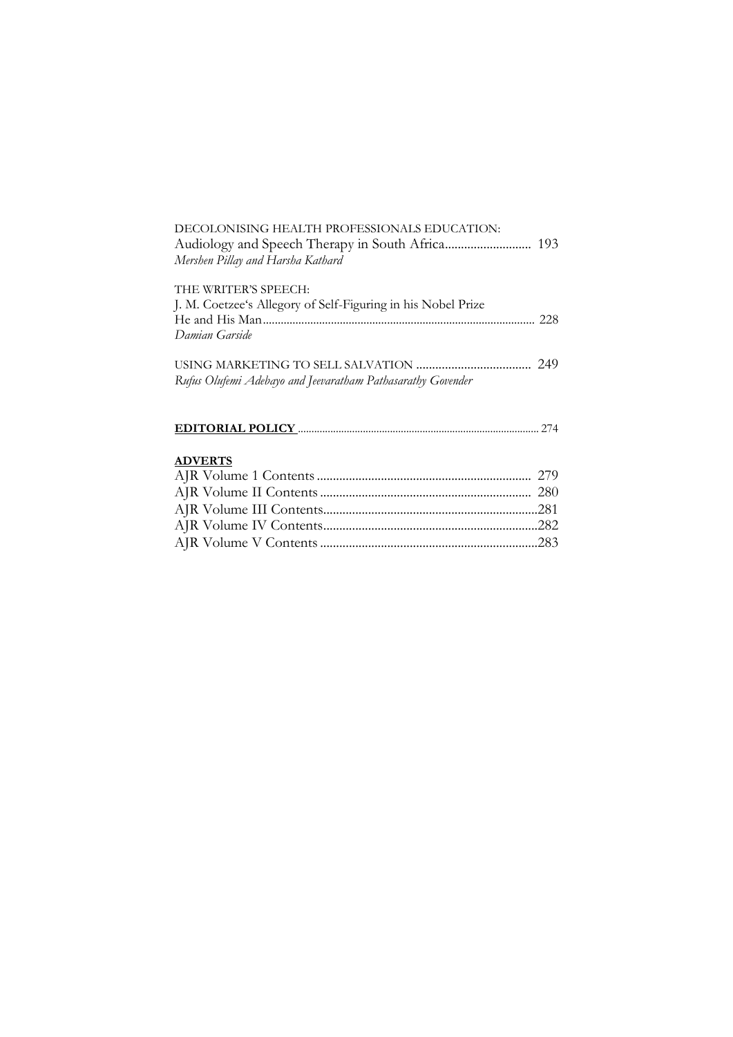DECOLONISING HEALTH PROFESSIONALS EDUCATION:
Audiology and Speech Therapy in South Africa........................... 193
*Mershen Pillay and Harsha Kathard*

THE WRITER'S SPEECH:
J. M. Coetzee's Allegory of Self-Figuring in his Nobel Prize
He and His Man........................................................................................... 228
*Damian Garside*

USING MARKETING TO SELL SALVATION .................................... 249
*Rufus Olufemi Adebayo and Jeevaratham Pathasarathy Govender*

**EDITORIAL POLICY** ........................................................................................ 274

**ADVERTS**

AJR Volume 1 Contents ................................................................... 279
AJR Volume II Contents .................................................................. 280
AJR Volume III Contents...................................................................281
AJR Volume IV Contents...................................................................282
AJR Volume V Contents ...................................................................283